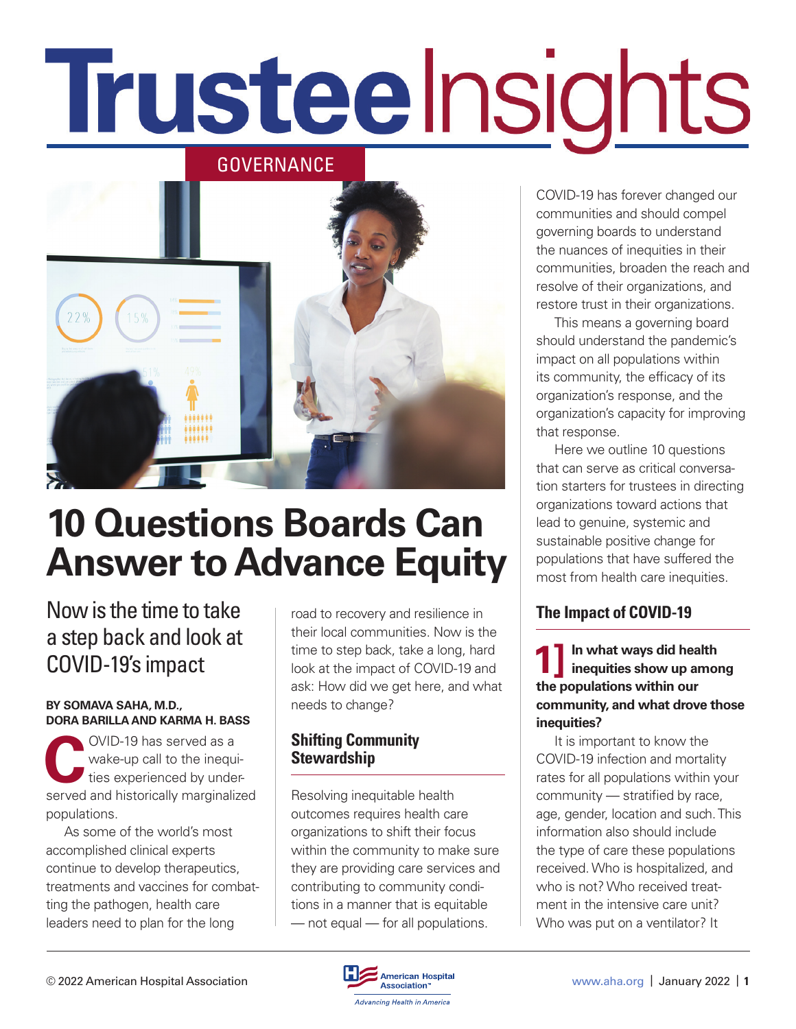# Trustee Insights

GOVERNANCE

# 10 Questions Boards Can Answer to Advance Equity

## Now is the time to take a step back and look at COVID-19's impact

**BY SOMAVA SAHA, M.D., DORA BARILLA AND KARMA H. BASS**

COVID-19 has served as a wake-up call to the inequities experienced by underserved and historically marginalized populations.

As some of the world's most accomplished clinical experts continue to develop therapeutics, treatments and vaccines for combatting the pathogen, health care leaders need to plan for the long road to recovery and resilience in their local communities. Now is the time to step back, take a long, hard look at the impact of COVID-19 and ask: How did we get here, and what needs to change?

### Shifting Community Stewardship

Resolving inequitable health outcomes requires health care organizations to shift their focus within the community to make sure they are providing care services and contributing to community conditions in a manner that is equitable — not equal — for all populations.

COVID-19 has forever changed our communities and should compel governing boards to understand the nuances of inequities in their communities, broaden the reach and resolve of their organizations, and restore trust in their organizations.

This means a governing board should understand the pandemic's impact on all populations within its community, the efficacy of its organization's response, and the organization's capacity for improving that response.

Here we outline 10 questions that can serve as critical conversation starters for trustees in directing organizations toward actions that lead to genuine, systemic and sustainable positive change for populations that have suffered the most from health care inequities.

### The Impact of COVID-19

**1] In what ways did health inequities show up among the populations within our community, and what drove those inequities?**

It is important to know the COVID-19 infection and mortality rates for all populations within your community — stratified by race, age, gender, location and such. This information also should include the type of care these populations received. Who is hospitalized, and who is not? Who received treatment in the intensive care unit? Who was put on a ventilator? It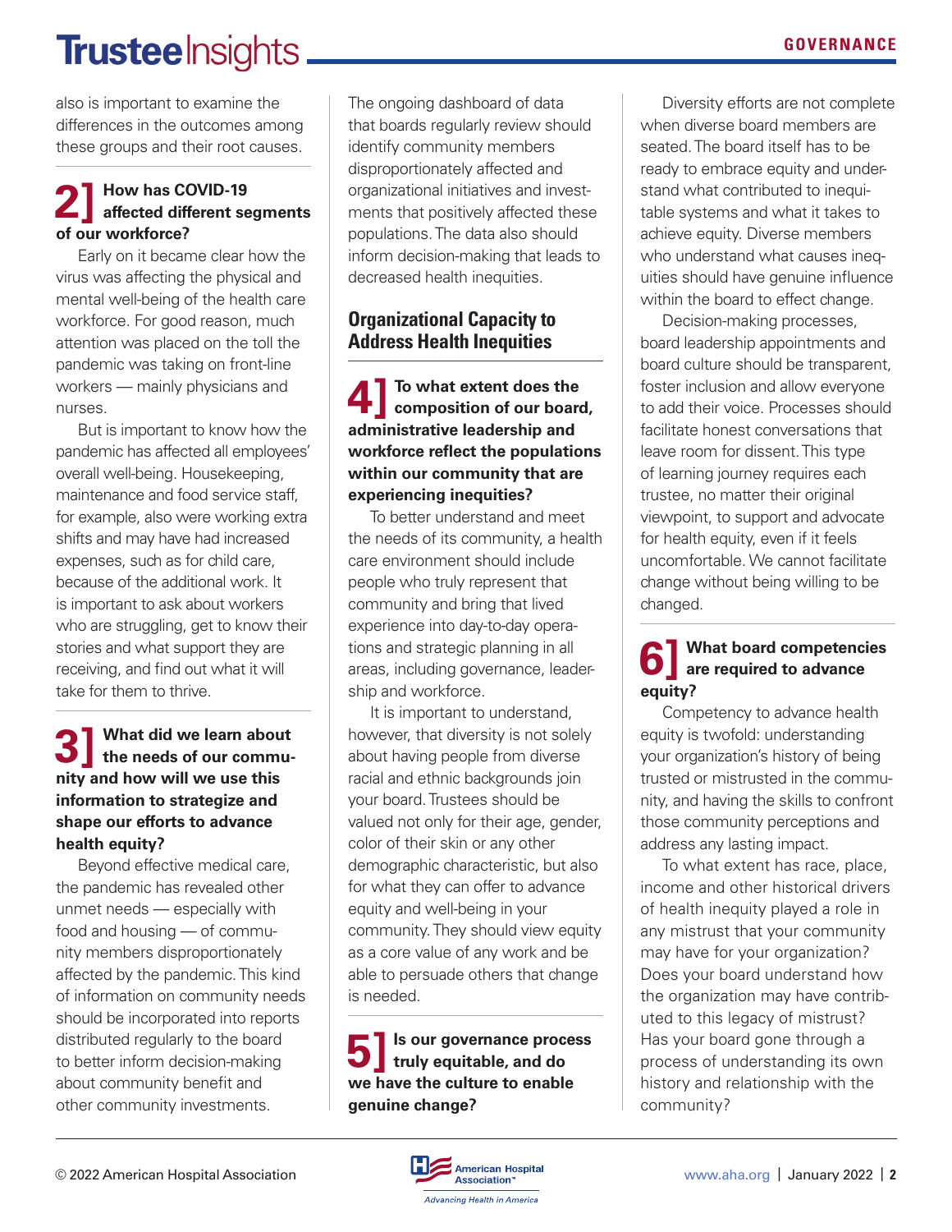also is important to examine the differences in the outcomes among these groups and their root causes.

### 2] How has COVID-19 affected different segments of our workforce?

Early on it became clear how the virus was affecting the physical and mental well-being of the health care workforce. For good reason, much attention was placed on the toll the pandemic was taking on front-line workers — mainly physicians and nurses.

But is important to know how the pandemic has affected all employees' overall well-being. Housekeeping, maintenance and food service staff, for example, also were working extra shifts and may have had increased expenses, such as for child care, because of the additional work. It is important to ask about workers who are struggling, get to know their stories and what support they are receiving, and find out what it will take for them to thrive.

### 3] What did we learn about the needs of our community and how will we use this information to strategize and shape our efforts to advance health equity?

Beyond effective medical care, the pandemic has revealed other unmet needs — especially with food and housing — of community members disproportionately affected by the pandemic. This kind of information on community needs should be incorporated into reports distributed regularly to the board to better inform decision-making about community benefit and other community investments.

The ongoing dashboard of data that boards regularly review should identify community members disproportionately affected and organizational initiatives and investments that positively affected these populations. The data also should inform decision-making that leads to decreased health inequities.

## Organizational Capacity to Address Health Inequities

### 4] To what extent does the composition of our board, administrative leadership and workforce reflect the populations within our community that are experiencing inequities?

To better understand and meet the needs of its community, a health care environment should include people who truly represent that community and bring that lived experience into day-to-day operations and strategic planning in all areas, including governance, leadership and workforce.

It is important to understand, however, that diversity is not solely about having people from diverse racial and ethnic backgrounds join your board. Trustees should be valued not only for their age, gender, color of their skin or any other demographic characteristic, but also for what they can offer to advance equity and well-being in your community. They should view equity as a core value of any work and be able to persuade others that change is needed.

### 5] Is our governance process truly equitable, and do we have the culture to enable genuine change?

Diversity efforts are not complete when diverse board members are seated. The board itself has to be ready to embrace equity and understand what contributed to inequitable systems and what it takes to achieve equity. Diverse members who understand what causes inequities should have genuine influence within the board to effect change.

Decision-making processes, board leadership appointments and board culture should be transparent, foster inclusion and allow everyone to add their voice. Processes should facilitate honest conversations that leave room for dissent. This type of learning journey requires each trustee, no matter their original viewpoint, to support and advocate for health equity, even if it feels uncomfortable. We cannot facilitate change without being willing to be changed.

### 6] What board competencies are required to advance equity?

Competency to advance health equity is twofold: understanding your organization's history of being trusted or mistrusted in the community, and having the skills to confront those community perceptions and address any lasting impact.

To what extent has race, place, income and other historical drivers of health inequity played a role in any mistrust that your community may have for your organization? Does your board understand how the organization may have contributed to this legacy of mistrust? Has your board gone through a process of understanding its own history and relationship with the community?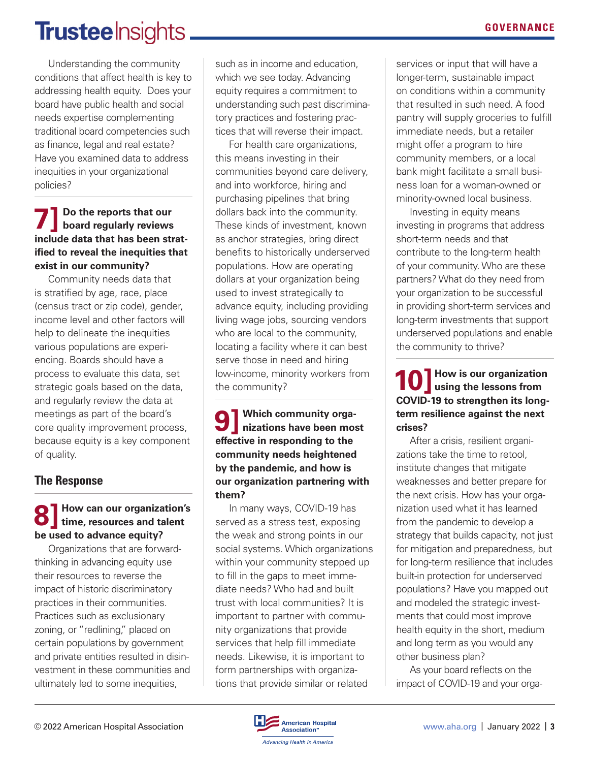Understanding the community conditions that affect health is key to addressing health equity. Does your board have public health and social needs expertise complementing traditional board competencies such as finance, legal and real estate? Have you examined data to address inequities in your organizational policies?

### 7] Do the reports that our board regularly reviews include data that has been stratified to reveal the inequities that exist in our community?

Community needs data that is stratified by age, race, place (census tract or zip code), gender, income level and other factors will help to delineate the inequities various populations are experiencing. Boards should have a process to evaluate this data, set strategic goals based on the data, and regularly review the data at meetings as part of the board's core quality improvement process, because equity is a key component of quality.

## The Response

### 8] How can our organization's time, resources and talent be used to advance equity?

Organizations that are forward-thinking in advancing equity use their resources to reverse the impact of historic discriminatory practices in their communities. Practices such as exclusionary zoning, or "redlining," placed on certain populations by government and private entities resulted in disinvestment in these communities and ultimately led to some inequities, such as in income and education, which we see today. Advancing equity requires a commitment to understanding such past discriminatory practices and fostering practices that will reverse their impact.

For health care organizations, this means investing in their communities beyond care delivery, and into workforce, hiring and purchasing pipelines that bring dollars back into the community. These kinds of investment, known as anchor strategies, bring direct benefits to historically underserved populations. How are operating dollars at your organization being used to invest strategically to advance equity, including providing living wage jobs, sourcing vendors who are local to the community, locating a facility where it can best serve those in need and hiring low-income, minority workers from the community?

### 9] Which community organizations have been most effective in responding to the community needs heightened by the pandemic, and how is our organization partnering with them?

In many ways, COVID-19 has served as a stress test, exposing the weak and strong points in our social systems. Which organizations within your community stepped up to fill in the gaps to meet immediate needs? Who had and built trust with local communities? It is important to partner with community organizations that provide services that help fill immediate needs. Likewise, it is important to form partnerships with organizations that provide similar or related services or input that will have a longer-term, sustainable impact on conditions within a community that resulted in such need. A food pantry will supply groceries to fulfill immediate needs, but a retailer might offer a program to hire community members, or a local bank might facilitate a small business loan for a woman-owned or minority-owned local business.

Investing in equity means investing in programs that address short-term needs and that contribute to the long-term health of your community. Who are these partners? What do they need from your organization to be successful in providing short-term services and long-term investments that support underserved populations and enable the community to thrive?

### 10] How is our organization using the lessons from COVID-19 to strengthen its long-term resilience against the next crises?

After a crisis, resilient organizations take the time to retool, institute changes that mitigate weaknesses and better prepare for the next crisis. How has your organization used what it has learned from the pandemic to develop a strategy that builds capacity, not just for mitigation and preparedness, but for long-term resilience that includes built-in protection for underserved populations? Have you mapped out and modeled the strategic investments that could most improve health equity in the short, medium and long term as you would any other business plan?

As your board reflects on the impact of COVID-19 and your orga-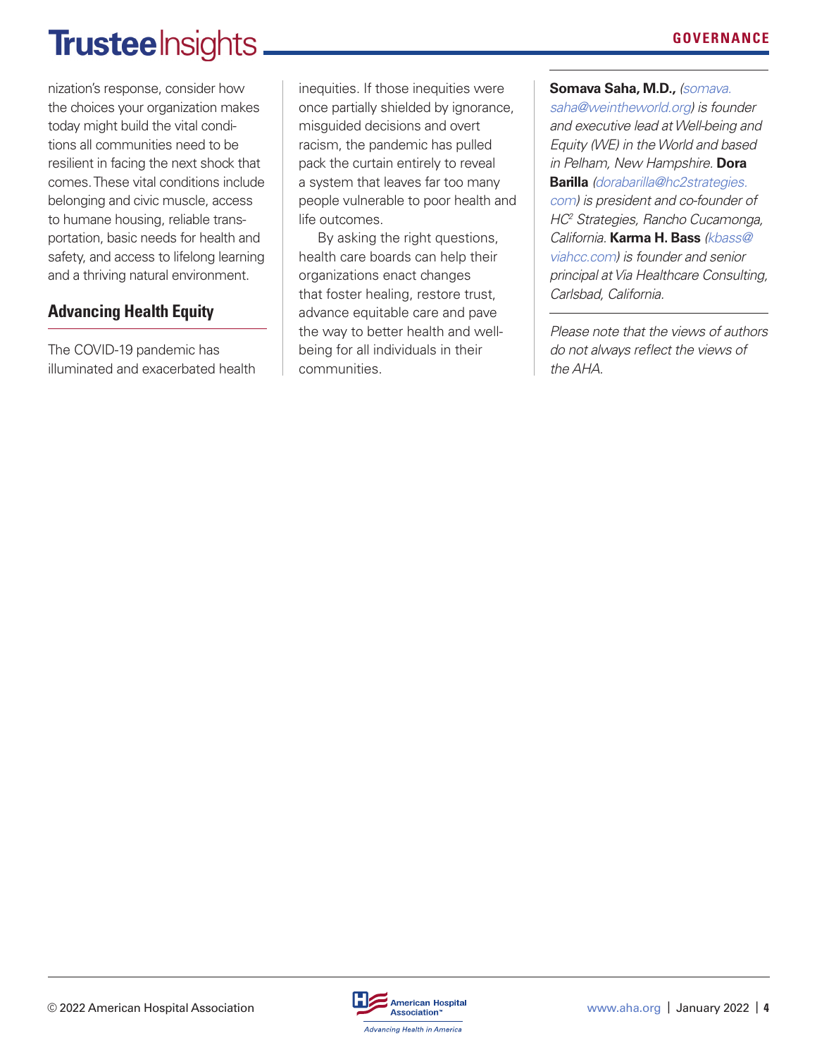nization's response, consider how the choices your organization makes today might build the vital conditions all communities need to be resilient in facing the next shock that comes. These vital conditions include belonging and civic muscle, access to humane housing, reliable transportation, basic needs for health and safety, and access to lifelong learning and a thriving natural environment.

## Advancing Health Equity

The COVID-19 pandemic has illuminated and exacerbated health inequities. If those inequities were once partially shielded by ignorance, misguided decisions and overt racism, the pandemic has pulled pack the curtain entirely to reveal a system that leaves far too many people vulnerable to poor health and life outcomes.

By asking the right questions, health care boards can help their organizations enact changes that foster healing, restore trust, advance equitable care and pave the way to better health and well-being for all individuals in their communities.

---

**Somava Saha, M.D.,** *(somava.saha@weintheworld.org) is founder and executive lead at Well-being and Equity (WE) in the World and based in Pelham, New Hampshire.* **Dora Barilla** *(dorabarilla@hc2strategies.com) is president and co-founder of HC² Strategies, Rancho Cucamonga, California.* **Karma H. Bass** *(kbass@viahcc.com) is founder and senior principal at Via Healthcare Consulting, Carlsbad, California.*

---

*Please note that the views of authors do not always reflect the views of the AHA.*